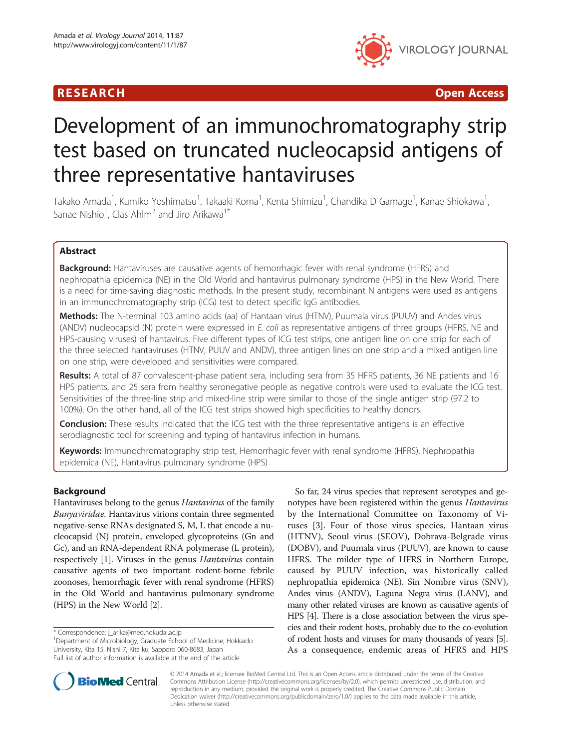**RESEARCH** **Open Access**

# Development of an immunochromatography strip test based on truncated nucleocapsid antigens of three representative hantaviruses

Takako Amada[1], Kumiko Yoshimatsu[1], Takaaki Koma[1], Kenta Shimizu[1], Chandika D Gamage[1], Kanae Shiokawa[1], Sanae Nishio[1], Clas Ahlm[2] and Jiro Arikawa[1*]

## Abstract

**Background:** Hantaviruses are causative agents of hemorrhagic fever with renal syndrome (HFRS) and nephropathia epidemica (NE) in the Old World and hantavirus pulmonary syndrome (HPS) in the New World. There is a need for time-saving diagnostic methods. In the present study, recombinant N antigens were used as antigens in an immunochromatography strip (ICG) test to detect specific IgG antibodies.

**Methods:** The N-terminal 103 amino acids (aa) of Hantaan virus (HTNV), Puumala virus (PUUV) and Andes virus (ANDV) nucleocapsid (N) protein were expressed in *E. coli* as representative antigens of three groups (HFRS, NE and HPS-causing viruses) of hantavirus. Five different types of ICG test strips, one antigen line on one strip for each of the three selected hantaviruses (HTNV, PUUV and ANDV), three antigen lines on one strip and a mixed antigen line on one strip, were developed and sensitivities were compared.

**Results:** A total of 87 convalescent-phase patient sera, including sera from 35 HFRS patients, 36 NE patients and 16 HPS patients, and 25 sera from healthy seronegative people as negative controls were used to evaluate the ICG test. Sensitivities of the three-line strip and mixed-line strip were similar to those of the single antigen strip (97.2 to 100%). On the other hand, all of the ICG test strips showed high specificities to healthy donors.

**Conclusion:** These results indicated that the ICG test with the three representative antigens is an effective serodiagnostic tool for screening and typing of hantavirus infection in humans.

**Keywords:** Immunochromatography strip test, Hemorrhagic fever with renal syndrome (HFRS), Nephropathia epidemica (NE), Hantavirus pulmonary syndrome (HPS)

## Background

Hantaviruses belong to the genus *Hantavirus* of the family *Bunyaviridae*. Hantavirus virions contain three segmented negative-sense RNAs designated S, M, L that encode a nucleocapsid (N) protein, enveloped glycoproteins (Gn and Gc), and an RNA-dependent RNA polymerase (L protein), respectively [1]. Viruses in the genus *Hantavirus* contain causative agents of two important rodent-borne febrile zoonoses, hemorrhagic fever with renal syndrome (HFRS) in the Old World and hantavirus pulmonary syndrome (HPS) in the New World [2].

So far, 24 virus species that represent serotypes and genotypes have been registered within the genus *Hantavirus* by the International Committee on Taxonomy of Viruses [3]. Four of those virus species, Hantaan virus (HTNV), Seoul virus (SEOV), Dobrava-Belgrade virus (DOBV), and Puumala virus (PUUV), are known to cause HFRS. The milder type of HFRS in Northern Europe, caused by PUUV infection, was historically called nephropathia epidemica (NE). Sin Nombre virus (SNV), Andes virus (ANDV), Laguna Negra virus (LANV), and many other related viruses are known as causative agents of HPS [4]. There is a close association between the virus species and their rodent hosts, probably due to the co-evolution of rodent hosts and viruses for many thousands of years [5]. As a consequence, endemic areas of HFRS and HPS

\* Correspondence: j_arika@med.hokudai.ac.jp
[1]Department of Microbiology, Graduate School of Medicine, Hokkaido University, Kita 15, Nishi 7, Kita ku, Sapporo 060-8683, Japan
Full list of author information is available at the end of the article

© 2014 Amada et al.; licensee BioMed Central Ltd. This is an Open Access article distributed under the terms of the Creative Commons Attribution License (http://creativecommons.org/licenses/by/2.0), which permits unrestricted use, distribution, and reproduction in any medium, provided the original work is properly credited. The Creative Commons Public Domain Dedication waiver (http://creativecommons.org/publicdomain/zero/1.0/) applies to the data made available in this article, unless otherwise stated.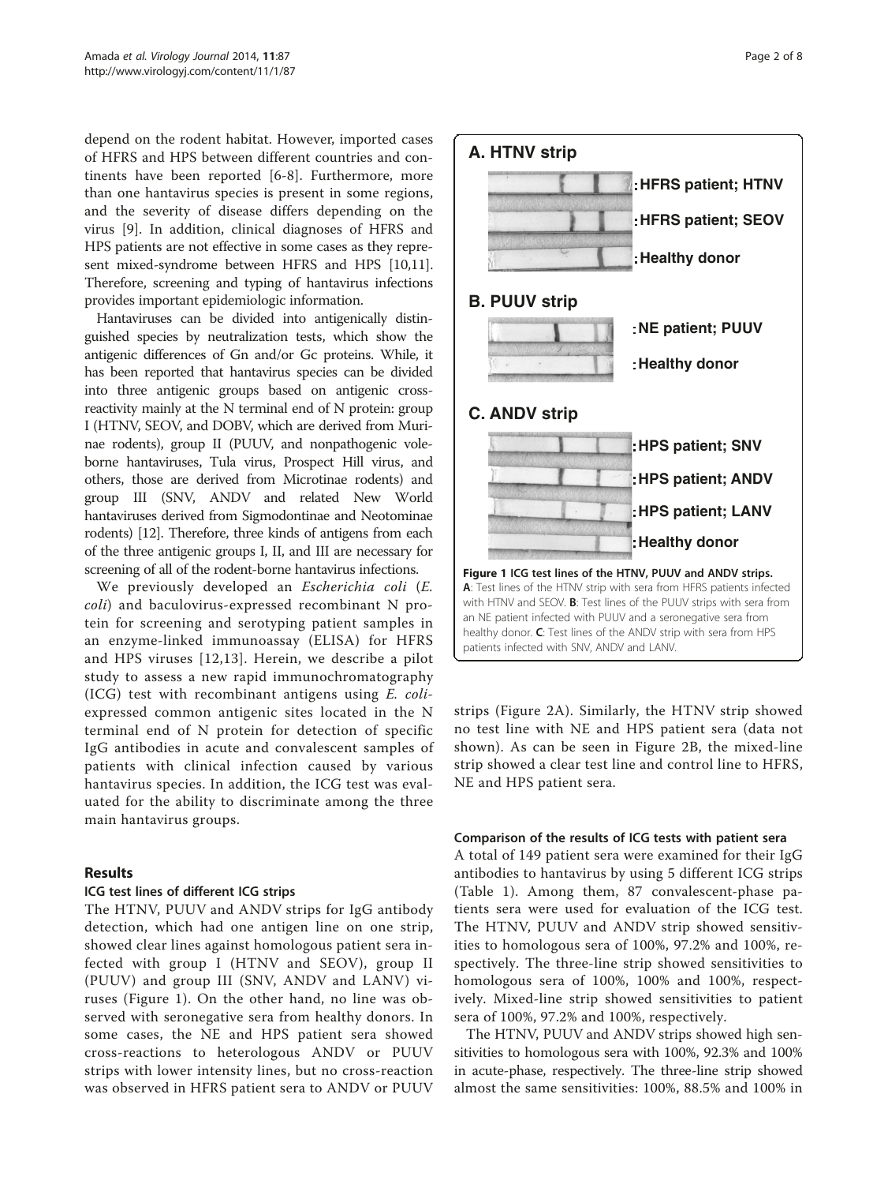depend on the rodent habitat. However, imported cases of HFRS and HPS between different countries and continents have been reported [6-8]. Furthermore, more than one hantavirus species is present in some regions, and the severity of disease differs depending on the virus [9]. In addition, clinical diagnoses of HFRS and HPS patients are not effective in some cases as they represent mixed-syndrome between HFRS and HPS [10,11]. Therefore, screening and typing of hantavirus infections provides important epidemiologic information.

Hantaviruses can be divided into antigenically distinguished species by neutralization tests, which show the antigenic differences of Gn and/or Gc proteins. While, it has been reported that hantavirus species can be divided into three antigenic groups based on antigenic cross-reactivity mainly at the N terminal end of N protein: group I (HTNV, SEOV, and DOBV, which are derived from Murinae rodents), group II (PUUV, and nonpathogenic vole-borne hantaviruses, Tula virus, Prospect Hill virus, and others, those are derived from Microtinae rodents) and group III (SNV, ANDV and related New World hantaviruses derived from Sigmodontinae and Neotominae rodents) [12]. Therefore, three kinds of antigens from each of the three antigenic groups I, II, and III are necessary for screening of all of the rodent-borne hantavirus infections.

We previously developed an *Escherichia coli* (*E. coli*) and baculovirus-expressed recombinant N protein for screening and serotyping patient samples in an enzyme-linked immunoassay (ELISA) for HFRS and HPS viruses [12,13]. Herein, we describe a pilot study to assess a new rapid immunochromatography (ICG) test with recombinant antigens using *E. coli*-expressed common antigenic sites located in the N terminal end of N protein for detection of specific IgG antibodies in acute and convalescent samples of patients with clinical infection caused by various hantavirus species. In addition, the ICG test was evaluated for the ability to discriminate among the three main hantavirus groups.

## Results

### ICG test lines of different ICG strips

The HTNV, PUUV and ANDV strips for IgG antibody detection, which had one antigen line on one strip, showed clear lines against homologous patient sera infected with group I (HTNV and SEOV), group II (PUUV) and group III (SNV, ANDV and LANV) viruses (Figure 1). On the other hand, no line was observed with seronegative sera from healthy donors. In some cases, the NE and HPS patient sera showed cross-reactions to heterologous ANDV or PUUV strips with lower intensity lines, but no cross-reaction was observed in HFRS patient sera to ANDV or PUUV strips (Figure 2A). Similarly, the HTNV strip showed no test line with NE and HPS patient sera (data not shown). As can be seen in Figure 2B, the mixed-line strip showed a clear test line and control line to HFRS, NE and HPS patient sera.

**A. HTNV strip**

: HFRS patient; HTNV

: HFRS patient; SEOV

: Healthy donor

**B. PUUV strip**

: NE patient; PUUV

: Healthy donor

**C. ANDV strip**

: HPS patient; SNV

: HPS patient; ANDV

: HPS patient; LANV

: Healthy donor

**Figure 1 ICG test lines of the HTNV, PUUV and ANDV strips.** **A**: Test lines of the HTNV strip with sera from HFRS patients infected with HTNV and SEOV. **B**: Test lines of the PUUV strips with sera from an NE patient infected with PUUV and a seronegative sera from healthy donor. **C**: Test lines of the ANDV strip with sera from HPS patients infected with SNV, ANDV and LANV.

### Comparison of the results of ICG tests with patient sera

A total of 149 patient sera were examined for their IgG antibodies to hantavirus by using 5 different ICG strips (Table 1). Among them, 87 convalescent-phase patients sera were used for evaluation of the ICG test. The HTNV, PUUV and ANDV strip showed sensitivities to homologous sera of 100%, 97.2% and 100%, respectively. The three-line strip showed sensitivities to homologous sera of 100%, 100% and 100%, respectively. Mixed-line strip showed sensitivities to patient sera of 100%, 97.2% and 100%, respectively.

The HTNV, PUUV and ANDV strips showed high sensitivities to homologous sera with 100%, 92.3% and 100% in acute-phase, respectively. The three-line strip showed almost the same sensitivities: 100%, 88.5% and 100% in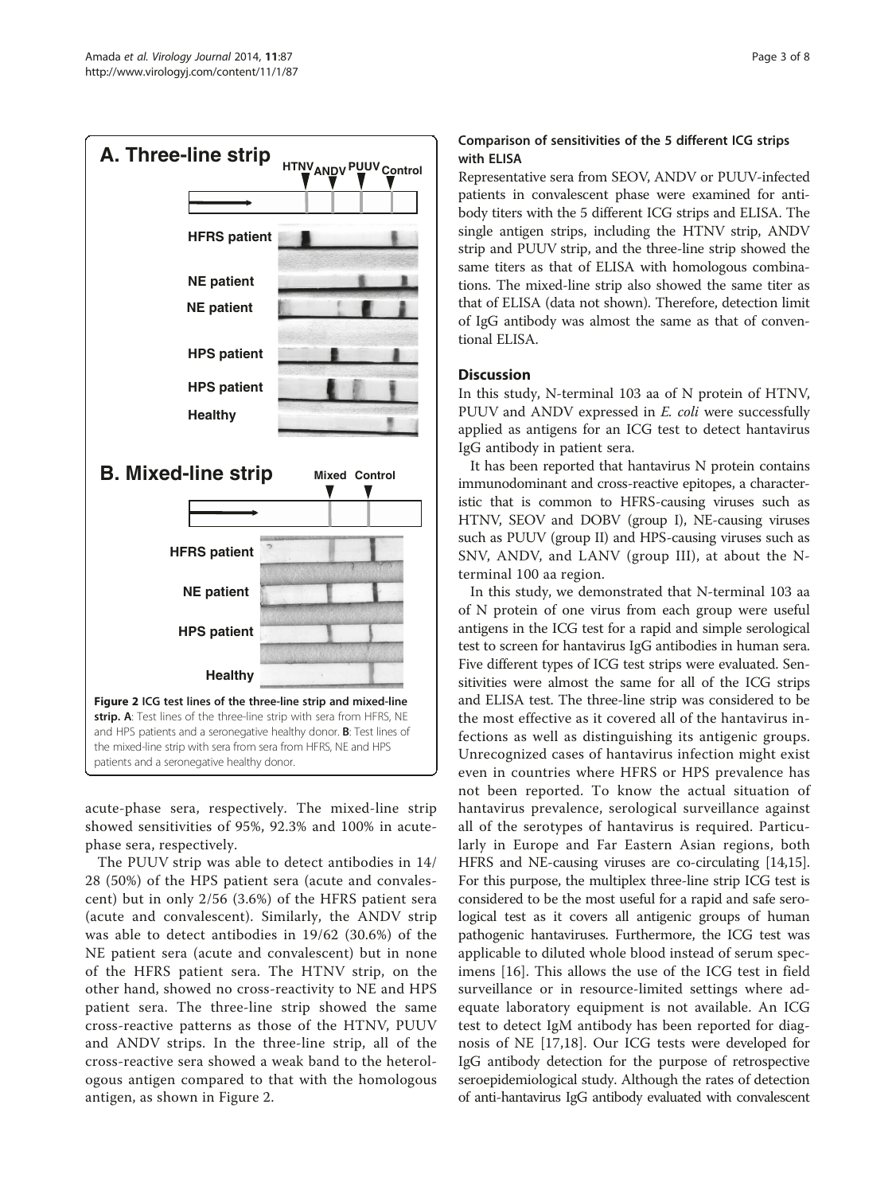A. Three-line strip

HTNV ANDV PUUV Control

HFRS patient

NE patient

NE patient

HPS patient

HPS patient

Healthy

B. Mixed-line strip

Mixed Control

HFRS patient

NE patient

HPS patient

Healthy

**Figure 2 ICG test lines of the three-line strip and mixed-line strip. A**: Test lines of the three-line strip with sera from HFRS, NE and HPS patients and a seronegative healthy donor. **B**: Test lines of the mixed-line strip with sera from sera from HFRS, NE and HPS patients and a seronegative healthy donor.

acute-phase sera, respectively. The mixed-line strip showed sensitivities of 95%, 92.3% and 100% in acute-phase sera, respectively.

The PUUV strip was able to detect antibodies in 14/28 (50%) of the HPS patient sera (acute and convalescent) but in only 2/56 (3.6%) of the HFRS patient sera (acute and convalescent). Similarly, the ANDV strip was able to detect antibodies in 19/62 (30.6%) of the NE patient sera (acute and convalescent) but in none of the HFRS patient sera. The HTNV strip, on the other hand, showed no cross-reactivity to NE and HPS patient sera. The three-line strip showed the same cross-reactive patterns as those of the HTNV, PUUV and ANDV strips. In the three-line strip, all of the cross-reactive sera showed a weak band to the heterologous antigen compared to that with the homologous antigen, as shown in Figure 2.

### Comparison of sensitivities of the 5 different ICG strips with ELISA

Representative sera from SEOV, ANDV or PUUV-infected patients in convalescent phase were examined for antibody titers with the 5 different ICG strips and ELISA. The single antigen strips, including the HTNV strip, ANDV strip and PUUV strip, and the three-line strip showed the same titers as that of ELISA with homologous combinations. The mixed-line strip also showed the same titer as that of ELISA (data not shown). Therefore, detection limit of IgG antibody was almost the same as that of conventional ELISA.

## Discussion

In this study, N-terminal 103 aa of N protein of HTNV, PUUV and ANDV expressed in *E. coli* were successfully applied as antigens for an ICG test to detect hantavirus IgG antibody in patient sera.

It has been reported that hantavirus N protein contains immunodominant and cross-reactive epitopes, a characteristic that is common to HFRS-causing viruses such as HTNV, SEOV and DOBV (group I), NE-causing viruses such as PUUV (group II) and HPS-causing viruses such as SNV, ANDV, and LANV (group III), at about the N-terminal 100 aa region.

In this study, we demonstrated that N-terminal 103 aa of N protein of one virus from each group were useful antigens in the ICG test for a rapid and simple serological test to screen for hantavirus IgG antibodies in human sera. Five different types of ICG test strips were evaluated. Sensitivities were almost the same for all of the ICG strips and ELISA test. The three-line strip was considered to be the most effective as it covered all of the hantavirus infections as well as distinguishing its antigenic groups. Unrecognized cases of hantavirus infection might exist even in countries where HFRS or HPS prevalence has not been reported. To know the actual situation of hantavirus prevalence, serological surveillance against all of the serotypes of hantavirus is required. Particularly in Europe and Far Eastern Asian regions, both HFRS and NE-causing viruses are co-circulating [14,15]. For this purpose, the multiplex three-line strip ICG test is considered to be the most useful for a rapid and safe serological test as it covers all antigenic groups of human pathogenic hantaviruses. Furthermore, the ICG test was applicable to diluted whole blood instead of serum specimens [16]. This allows the use of the ICG test in field surveillance or in resource-limited settings where adequate laboratory equipment is not available. An ICG test to detect IgM antibody has been reported for diagnosis of NE [17,18]. Our ICG tests were developed for IgG antibody detection for the purpose of retrospective seroepidemiological study. Although the rates of detection of anti-hantavirus IgG antibody evaluated with convalescent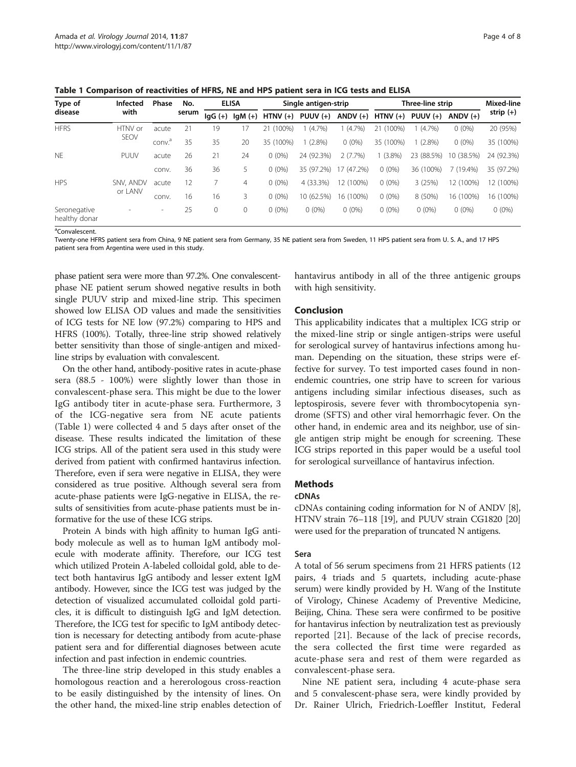**Table 1 Comparison of reactivities of HFRS, NE and HPS patient sera in ICG tests and ELISA**

| Type of disease | Infected with | Phase | No. serum | ELISA | | Single antigen-strip | | | Three-line strip | | | Mixed-line strip (+) |
|---|---|---|---|---|---|---|---|---|---|---|---|---|
| | | | | IgG (+) | IgM (+) | HTNV (+) | PUUV (+) | ANDV (+) | HTNV (+) | PUUV (+) | ANDV (+) | |
| HFRS | HTNV or SEOV | acute | 21 | 19 | 17 | 21 (100%) | 1 (4.7%) | 1 (4.7%) | 21 (100%) | 1 (4.7%) | 0 (0%) | 20 (95%) |
| | | conv.[a] | 35 | 35 | 20 | 35 (100%) | 1 (2.8%) | 0 (0%) | 35 (100%) | 1 (2.8%) | 0 (0%) | 35 (100%) |
| NE | PUUV | acute | 26 | 21 | 24 | 0 (0%) | 24 (92.3%) | 2 (7.7%) | 1 (3.8%) | 23 (88.5%) | 10 (38.5%) | 24 (92.3%) |
| | | conv. | 36 | 36 | 5 | 0 (0%) | 35 (97.2%) | 17 (47.2%) | 0 (0%) | 36 (100%) | 7 (19.4%) | 35 (97.2%) |
| HPS | SNV, ANDV or LANV | acute | 12 | 7 | 4 | 0 (0%) | 4 (33.3%) | 12 (100%) | 0 (0%) | 3 (25%) | 12 (100%) | 12 (100%) |
| | | conv. | 16 | 16 | 3 | 0 (0%) | 10 (62.5%) | 16 (100%) | 0 (0%) | 8 (50%) | 16 (100%) | 16 (100%) |
| Seronegative healthy donar | - | - | 25 | 0 | 0 | 0 (0%) | 0 (0%) | 0 (0%) | 0 (0%) | 0 (0%) | 0 (0%) | 0 (0%) |

[a]Convalescent.

Twenty-one HFRS patient sera from China, 9 NE patient sera from Germany, 35 NE patient sera from Sweden, 11 HPS patient sera from U. S. A., and 17 HPS patient sera from Argentina were used in this study.

phase patient sera were more than 97.2%. One convalescent-phase NE patient serum showed negative results in both single PUUV strip and mixed-line strip. This specimen showed low ELISA OD values and made the sensitivities of ICG tests for NE low (97.2%) comparing to HPS and HFRS (100%). Totally, three-line strip showed relatively better sensitivity than those of single-antigen and mixed-line strips by evaluation with convalescent.

On the other hand, antibody-positive rates in acute-phase sera (88.5 - 100%) were slightly lower than those in convalescent-phase sera. This might be due to the lower IgG antibody titer in acute-phase sera. Furthermore, 3 of the ICG-negative sera from NE acute patients (Table 1) were collected 4 and 5 days after onset of the disease. These results indicated the limitation of these ICG strips. All of the patient sera used in this study were derived from patient with confirmed hantavirus infection. Therefore, even if sera were negative in ELISA, they were considered as true positive. Although several sera from acute-phase patients were IgG-negative in ELISA, the results of sensitivities from acute-phase patients must be informative for the use of these ICG strips.

Protein A binds with high affinity to human IgG antibody molecule as well as to human IgM antibody molecule with moderate affinity. Therefore, our ICG test which utilized Protein A-labeled colloidal gold, able to detect both hantavirus IgG antibody and lesser extent IgM antibody. However, since the ICG test was judged by the detection of visualized accumulated colloidal gold particles, it is difficult to distinguish IgG and IgM detection. Therefore, the ICG test for specific to IgM antibody detection is necessary for detecting antibody from acute-phase patient sera and for differential diagnoses between acute infection and past infection in endemic countries.

The three-line strip developed in this study enables a homologous reaction and a hererologous cross-reaction to be easily distinguished by the intensity of lines. On the other hand, the mixed-line strip enables detection of hantavirus antibody in all of the three antigenic groups with high sensitivity.

## Conclusion

This applicability indicates that a multiplex ICG strip or the mixed-line strip or single antigen-strips were useful for serological survey of hantavirus infections among human. Depending on the situation, these strips were effective for survey. To test imported cases found in non-endemic countries, one strip have to screen for various antigens including similar infectious diseases, such as leptospirosis, severe fever with thrombocytopenia syndrome (SFTS) and other viral hemorrhagic fever. On the other hand, in endemic area and its neighbor, use of single antigen strip might be enough for screening. These ICG strips reported in this paper would be a useful tool for serological surveillance of hantavirus infection.

## Methods

### cDNAs

cDNAs containing coding information for N of ANDV [8], HTNV strain 76–118 [19], and PUUV strain CG1820 [20] were used for the preparation of truncated N antigens.

### Sera

A total of 56 serum specimens from 21 HFRS patients (12 pairs, 4 triads and 5 quartets, including acute-phase serum) were kindly provided by H. Wang of the Institute of Virology, Chinese Academy of Preventive Medicine, Beijing, China. These sera were confirmed to be positive for hantavirus infection by neutralization test as previously reported [21]. Because of the lack of precise records, the sera collected the first time were regarded as acute-phase sera and rest of them were regarded as convalescent-phase sera.

Nine NE patient sera, including 4 acute-phase sera and 5 convalescent-phase sera, were kindly provided by Dr. Rainer Ulrich, Friedrich-Loeffler Institut, Federal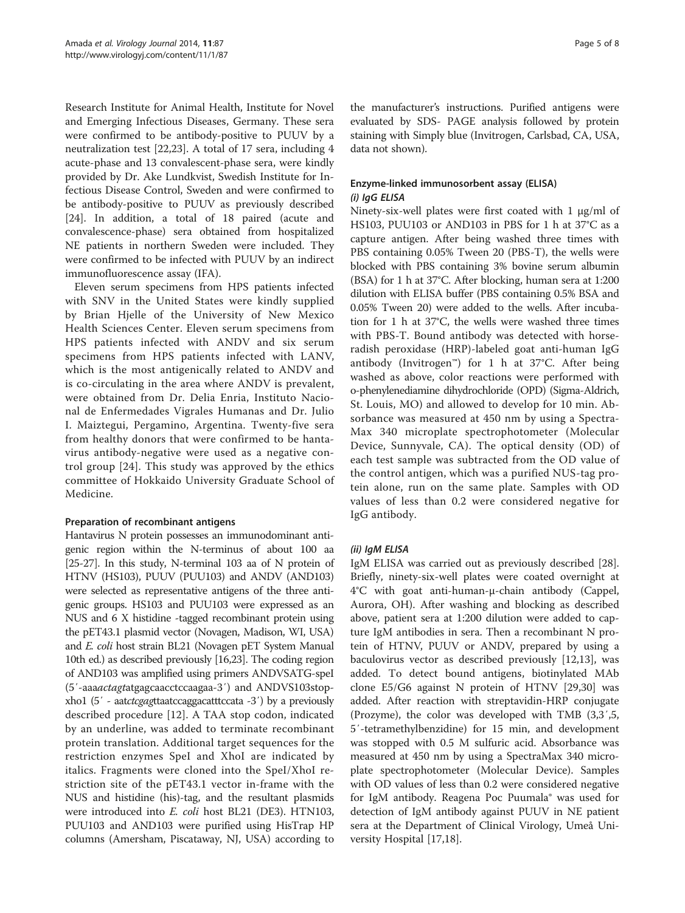Research Institute for Animal Health, Institute for Novel and Emerging Infectious Diseases, Germany. These sera were confirmed to be antibody-positive to PUUV by a neutralization test [22,23]. A total of 17 sera, including 4 acute-phase and 13 convalescent-phase sera, were kindly provided by Dr. Ake Lundkvist, Swedish Institute for Infectious Disease Control, Sweden and were confirmed to be antibody-positive to PUUV as previously described [24]. In addition, a total of 18 paired (acute and convalescence-phase) sera obtained from hospitalized NE patients in northern Sweden were included. They were confirmed to be infected with PUUV by an indirect immunofluorescence assay (IFA).

Eleven serum specimens from HPS patients infected with SNV in the United States were kindly supplied by Brian Hjelle of the University of New Mexico Health Sciences Center. Eleven serum specimens from HPS patients infected with ANDV and six serum specimens from HPS patients infected with LANV, which is the most antigenically related to ANDV and is co-circulating in the area where ANDV is prevalent, were obtained from Dr. Delia Enria, Instituto Nacional de Enfermedades Vigrales Humanas and Dr. Julio I. Maiztegui, Pergamino, Argentina. Twenty-five sera from healthy donors that were confirmed to be hantavirus antibody-negative were used as a negative control group [24]. This study was approved by the ethics committee of Hokkaido University Graduate School of Medicine.

### Preparation of recombinant antigens

Hantavirus N protein possesses an immunodominant antigenic region within the N-terminus of about 100 aa [25-27]. In this study, N-terminal 103 aa of N protein of HTNV (HS103), PUUV (PUU103) and ANDV (AND103) were selected as representative antigens of the three antigenic groups. HS103 and PUU103 were expressed as an NUS and 6 X histidine -tagged recombinant protein using the pET43.1 plasmid vector (Novagen, Madison, WI, USA) and *E. coli* host strain BL21 (Novagen pET System Manual 10th ed.) as described previously [16,23]. The coding region of AND103 was amplified using primers ANDVSATG-speI (5′-aaa*actagt*atgagcaacctccaagaa-3′) and ANDVS103stop-xho1 (5′ - aat*ctcgag*ttaatccaggacatttccata -3′) by a previously described procedure [12]. A TAA stop codon, indicated by an underline, was added to terminate recombinant protein translation. Additional target sequences for the restriction enzymes SpeI and XhoI are indicated by italics. Fragments were cloned into the SpeI/XhoI restriction site of the pET43.1 vector in-frame with the NUS and histidine (his)-tag, and the resultant plasmids were introduced into *E. coli* host BL21 (DE3). HTN103, PUU103 and AND103 were purified using HisTrap HP columns (Amersham, Piscataway, NJ, USA) according to the manufacturer's instructions. Purified antigens were evaluated by SDS- PAGE analysis followed by protein staining with Simply blue (Invitrogen, Carlsbad, CA, USA, data not shown).

### Enzyme-linked immunosorbent assay (ELISA)

#### *(i) IgG ELISA*

Ninety-six-well plates were first coated with 1 μg/ml of HS103, PUU103 or AND103 in PBS for 1 h at 37°C as a capture antigen. After being washed three times with PBS containing 0.05% Tween 20 (PBS-T), the wells were blocked with PBS containing 3% bovine serum albumin (BSA) for 1 h at 37°C. After blocking, human sera at 1:200 dilution with ELISA buffer (PBS containing 0.5% BSA and 0.05% Tween 20) were added to the wells. After incubation for 1 h at 37°C, the wells were washed three times with PBS-T. Bound antibody was detected with horseradish peroxidase (HRP)-labeled goat anti-human IgG antibody (Invitrogen™) for 1 h at 37°C. After being washed as above, color reactions were performed with o-phenylenediamine dihydrochloride (OPD) (Sigma-Aldrich, St. Louis, MO) and allowed to develop for 10 min. Absorbance was measured at 450 nm by using a SpectraMax 340 microplate spectrophotometer (Molecular Device, Sunnyvale, CA). The optical density (OD) of each test sample was subtracted from the OD value of the control antigen, which was a purified NUS-tag protein alone, run on the same plate. Samples with OD values of less than 0.2 were considered negative for IgG antibody.

#### *(ii) IgM ELISA*

IgM ELISA was carried out as previously described [28]. Briefly, ninety-six-well plates were coated overnight at 4°C with goat anti-human-μ-chain antibody (Cappel, Aurora, OH). After washing and blocking as described above, patient sera at 1:200 dilution were added to capture IgM antibodies in sera. Then a recombinant N protein of HTNV, PUUV or ANDV, prepared by using a baculovirus vector as described previously [12,13], was added. To detect bound antigens, biotinylated MAb clone E5/G6 against N protein of HTNV [29,30] was added. After reaction with streptavidin-HRP conjugate (Prozyme), the color was developed with TMB (3,3′,5, 5′-tetramethylbenzidine) for 15 min, and development was stopped with 0.5 M sulfuric acid. Absorbance was measured at 450 nm by using a SpectraMax 340 microplate spectrophotometer (Molecular Device). Samples with OD values of less than 0.2 were considered negative for IgM antibody. Reagena Poc Puumala® was used for detection of IgM antibody against PUUV in NE patient sera at the Department of Clinical Virology, Umeå University Hospital [17,18].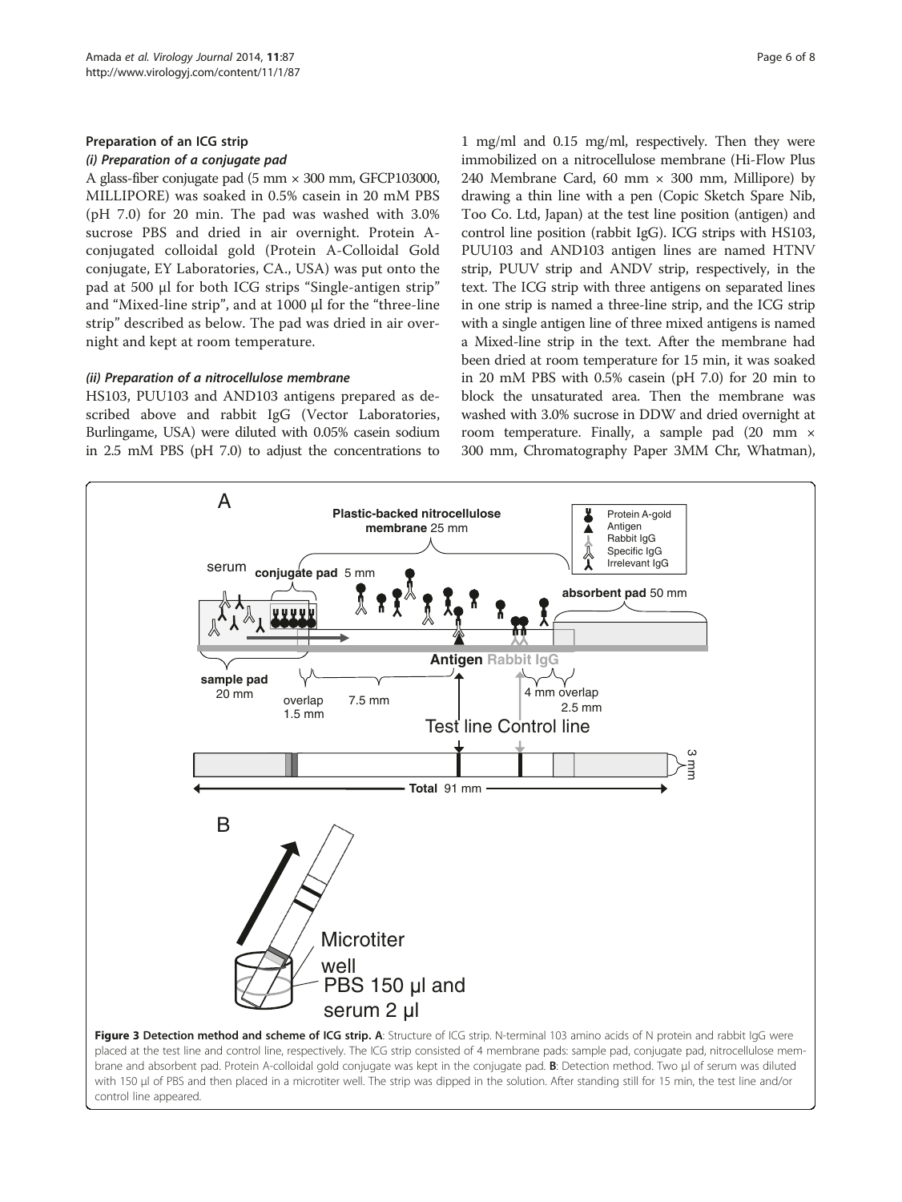### Preparation of an ICG strip

#### (i) Preparation of a conjugate pad

A glass-fiber conjugate pad (5 mm × 300 mm, GFCP103000, MILLIPORE) was soaked in 0.5% casein in 20 mM PBS (pH 7.0) for 20 min. The pad was washed with 3.0% sucrose PBS and dried in air overnight. Protein A-conjugated colloidal gold (Protein A-Colloidal Gold conjugate, EY Laboratories, CA., USA) was put onto the pad at 500 μl for both ICG strips "Single-antigen strip" and "Mixed-line strip", and at 1000 μl for the "three-line strip" described as below. The pad was dried in air overnight and kept at room temperature.

#### (ii) Preparation of a nitrocellulose membrane

HS103, PUU103 and AND103 antigens prepared as described above and rabbit IgG (Vector Laboratories, Burlingame, USA) were diluted with 0.05% casein sodium in 2.5 mM PBS (pH 7.0) to adjust the concentrations to 1 mg/ml and 0.15 mg/ml, respectively. Then they were immobilized on a nitrocellulose membrane (Hi-Flow Plus 240 Membrane Card, 60 mm × 300 mm, Millipore) by drawing a thin line with a pen (Copic Sketch Spare Nib, Too Co. Ltd, Japan) at the test line position (antigen) and control line position (rabbit IgG). ICG strips with HS103, PUU103 and AND103 antigen lines are named HTNV strip, PUUV strip and ANDV strip, respectively, in the text. The ICG strip with three antigens on separated lines in one strip is named a three-line strip, and the ICG strip with a single antigen line of three mixed antigens is named a Mixed-line strip in the text. After the membrane had been dried at room temperature for 15 min, it was soaked in 20 mM PBS with 0.5% casein (pH 7.0) for 20 min to block the unsaturated area. Then the membrane was washed with 3.0% sucrose in DDW and dried overnight at room temperature. Finally, a sample pad (20 mm × 300 mm, Chromatography Paper 3MM Chr, Whatman),

**Figure 3 Detection method and scheme of ICG strip. A**: Structure of ICG strip. N-terminal 103 amino acids of N protein and rabbit IgG were placed at the test line and control line, respectively. The ICG strip consisted of 4 membrane pads: sample pad, conjugate pad, nitrocellulose membrane and absorbent pad. Protein A-colloidal gold conjugate was kept in the conjugate pad. **B**: Detection method. Two μl of serum was diluted with 150 μl of PBS and then placed in a microtiter well. The strip was dipped in the solution. After standing still for 15 min, the test line and/or control line appeared.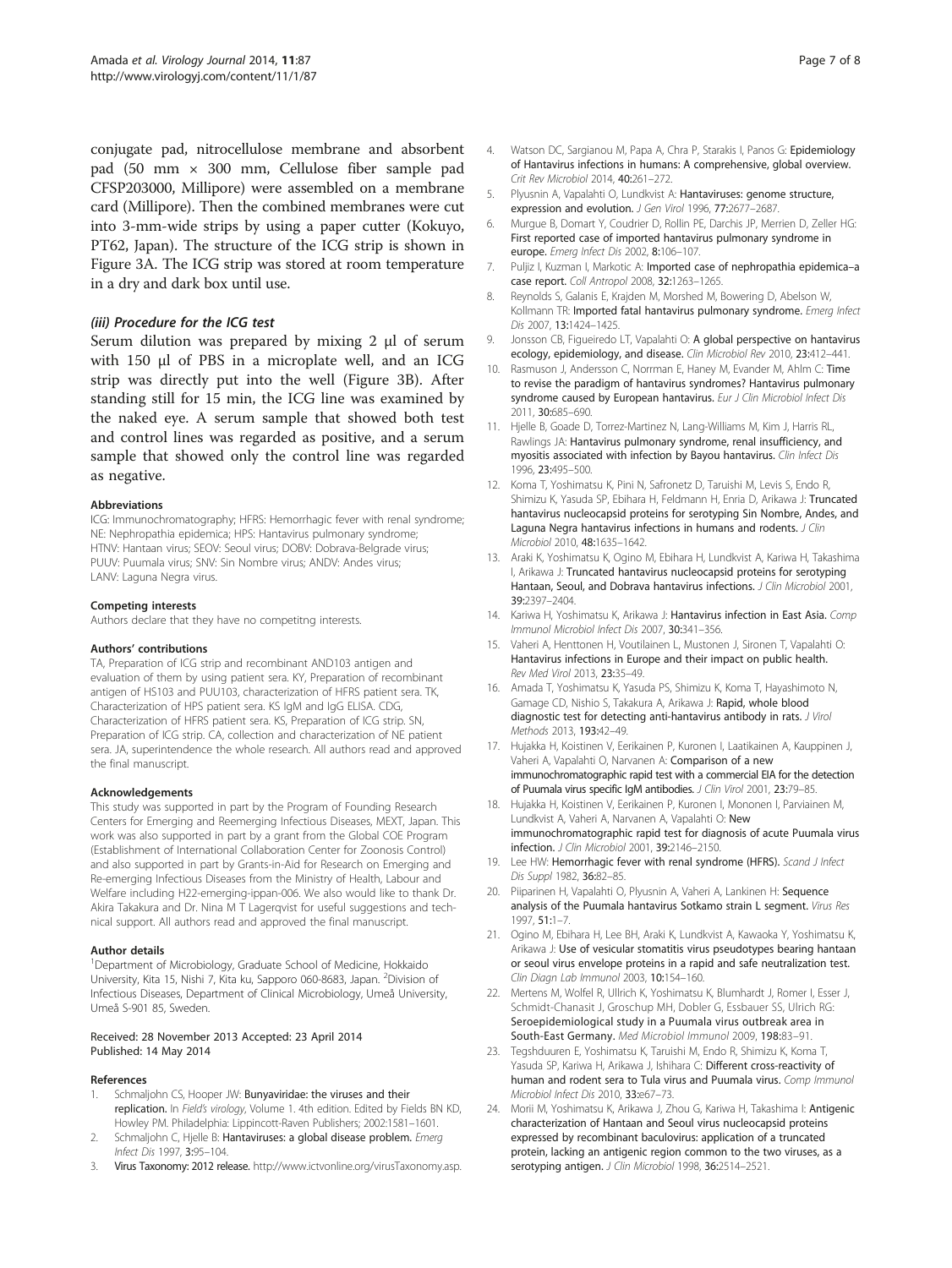conjugate pad, nitrocellulose membrane and absorbent pad (50 mm × 300 mm, Cellulose fiber sample pad CFSP203000, Millipore) were assembled on a membrane card (Millipore). Then the combined membranes were cut into 3-mm-wide strips by using a paper cutter (Kokuyo, PT62, Japan). The structure of the ICG strip is shown in Figure 3A. The ICG strip was stored at room temperature in a dry and dark box until use.

#### *(iii) Procedure for the ICG test*

Serum dilution was prepared by mixing 2 μl of serum with 150 μl of PBS in a microplate well, and an ICG strip was directly put into the well (Figure 3B). After standing still for 15 min, the ICG line was examined by the naked eye. A serum sample that showed both test and control lines was regarded as positive, and a serum sample that showed only the control line was regarded as negative.

#### Abbreviations

ICG: Immunochromatography; HFRS: Hemorrhagic fever with renal syndrome; NE: Nephropathia epidemica; HPS: Hantavirus pulmonary syndrome; HTNV: Hantaan virus; SEOV: Seoul virus; DOBV: Dobrava-Belgrade virus; PUUV: Puumala virus; SNV: Sin Nombre virus; ANDV: Andes virus; LANV: Laguna Negra virus.

#### Competing interests

Authors declare that they have no competitng interests.

#### Authors' contributions

TA, Preparation of ICG strip and recombinant AND103 antigen and evaluation of them by using patient sera. KY, Preparation of recombinant antigen of HS103 and PUU103, characterization of HFRS patient sera. TK, Characterization of HPS patient sera. KS IgM and IgG ELISA. CDG, Characterization of HFRS patient sera. KS, Preparation of ICG strip. SN, Preparation of ICG strip. CA, collection and characterization of NE patient sera. JA, superintendence the whole research. All authors read and approved the final manuscript.

#### Acknowledgements

This study was supported in part by the Program of Founding Research Centers for Emerging and Reemerging Infectious Diseases, MEXT, Japan. This work was also supported in part by a grant from the Global COE Program (Establishment of International Collaboration Center for Zoonosis Control) and also supported in part by Grants-in-Aid for Research on Emerging and Re-emerging Infectious Diseases from the Ministry of Health, Labour and Welfare including H22-emerging-ippan-006. We also would like to thank Dr. Akira Takakura and Dr. Nina M T Lagerqvist for useful suggestions and technical support. All authors read and approved the final manuscript.

#### Author details

[1]Department of Microbiology, Graduate School of Medicine, Hokkaido University, Kita 15, Nishi 7, Kita ku, Sapporo 060-8683, Japan. [2]Division of Infectious Diseases, Department of Clinical Microbiology, Umeå University, Umeå S-901 85, Sweden.

Received: 28 November 2013 Accepted: 23 April 2014
Published: 14 May 2014

#### References

1. Schmaljohn CS, Hooper JW: **Bunyaviridae: the viruses and their replication.** In *Field's virology*, Volume 1. 4th edition. Edited by Fields BN KD, Howley PM. Philadelphia: Lippincott-Raven Publishers; 2002:1581–1601.
2. Schmaljohn C, Hjelle B: **Hantaviruses: a global disease problem.** *Emerg Infect Dis* 1997, **3:**95–104.
3. **Virus Taxonomy: 2012 release.** http://www.ictvonline.org/virusTaxonomy.asp.
4. Watson DC, Sargianou M, Papa A, Chra P, Starakis I, Panos G: **Epidemiology of Hantavirus infections in humans: A comprehensive, global overview.** *Crit Rev Microbiol* 2014, **40:**261–272.
5. Plyusnin A, Vapalahti O, Lundkvist A: **Hantaviruses: genome structure, expression and evolution.** *J Gen Virol* 1996, **77:**2677–2687.
6. Murgue B, Domart Y, Coudrier D, Rollin PE, Darchis JP, Merrien D, Zeller HG: **First reported case of imported hantavirus pulmonary syndrome in europe.** *Emerg Infect Dis* 2002, **8:**106–107.
7. Puljiz I, Kuzman I, Markotic A: **Imported case of nephropathia epidemica–a case report.** *Coll Antropol* 2008, **32:**1263–1265.
8. Reynolds S, Galanis E, Krajden M, Morshed M, Bowering D, Abelson W, Kollmann TR: **Imported fatal hantavirus pulmonary syndrome.** *Emerg Infect Dis* 2007, **13:**1424–1425.
9. Jonsson CB, Figueiredo LT, Vapalahti O: **A global perspective on hantavirus ecology, epidemiology, and disease.** *Clin Microbiol Rev* 2010, **23:**412–441.
10. Rasmuson J, Andersson C, Norrman E, Haney M, Evander M, Ahlm C: **Time to revise the paradigm of hantavirus syndromes? Hantavirus pulmonary syndrome caused by European hantavirus.** *Eur J Clin Microbiol Infect Dis* 2011, **30:**685–690.
11. Hjelle B, Goade D, Torrez-Martinez N, Lang-Williams M, Kim J, Harris RL, Rawlings JA: **Hantavirus pulmonary syndrome, renal insufficiency, and myositis associated with infection by Bayou hantavirus.** *Clin Infect Dis* 1996, **23:**495–500.
12. Koma T, Yoshimatsu K, Pini N, Safronetz D, Taruishi M, Levis S, Endo R, Shimizu K, Yasuda SP, Ebihara H, Feldmann H, Enria D, Arikawa J: **Truncated hantavirus nucleocapsid proteins for serotyping Sin Nombre, Andes, and Laguna Negra hantavirus infections in humans and rodents.** *J Clin Microbiol* 2010, **48:**1635–1642.
13. Araki K, Yoshimatsu K, Ogino M, Ebihara H, Lundkvist A, Kariwa H, Takashima I, Arikawa J: **Truncated hantavirus nucleocapsid proteins for serotyping Hantaan, Seoul, and Dobrava hantavirus infections.** *J Clin Microbiol* 2001, **39:**2397–2404.
14. Kariwa H, Yoshimatsu K, Arikawa J: **Hantavirus infection in East Asia.** *Comp Immunol Microbiol Infect Dis* 2007, **30:**341–356.
15. Vaheri A, Henttonen H, Voutilainen L, Mustonen J, Sironen T, Vapalahti O: **Hantavirus infections in Europe and their impact on public health.** *Rev Med Virol* 2013, **23:**35–49.
16. Amada T, Yoshimatsu K, Yasuda PS, Shimizu K, Koma T, Hayashimoto N, Gamage CD, Nishio S, Takakura A, Arikawa J: **Rapid, whole blood diagnostic test for detecting anti-hantavirus antibody in rats.** *J Virol Methods* 2013, **193:**42–49.
17. Hujakka H, Koistinen V, Eerikainen P, Kuronen I, Laatikainen A, Kauppinen J, Vaheri A, Vapalahti O, Narvanen A: **Comparison of a new immunochromatographic rapid test with a commercial EIA for the detection of Puumala virus specific IgM antibodies.** *J Clin Virol* 2001, **23:**79–85.
18. Hujakka H, Koistinen V, Eerikainen P, Kuronen I, Mononen I, Parviainen M, Lundkvist A, Vaheri A, Narvanen A, Vapalahti O: **New immunochromatographic rapid test for diagnosis of acute Puumala virus infection.** *J Clin Microbiol* 2001, **39:**2146–2150.
19. Lee HW: **Hemorrhagic fever with renal syndrome (HFRS).** *Scand J Infect Dis Suppl* 1982, **36:**82–85.
20. Piiparinen H, Vapalahti O, Plyusnin A, Vaheri A, Lankinen H: **Sequence analysis of the Puumala hantavirus Sotkamo strain L segment.** *Virus Res* 1997, **51:**1–7.
21. Ogino M, Ebihara H, Lee BH, Araki K, Lundkvist A, Kawaoka Y, Yoshimatsu K, Arikawa J: **Use of vesicular stomatitis virus pseudotypes bearing hantaan or seoul virus envelope proteins in a rapid and safe neutralization test.** *Clin Diagn Lab Immunol* 2003, **10:**154–160.
22. Mertens M, Wolfel R, Ullrich K, Yoshimatsu K, Blumhardt J, Romer I, Esser J, Schmidt-Chanasit J, Groschup MH, Dobler G, Essbauer SS, Ulrich RG: **Seroepidemiological study in a Puumala virus outbreak area in South-East Germany.** *Med Microbiol Immunol* 2009, **198:**83–91.
23. Tegshduuren E, Yoshimatsu K, Taruishi M, Endo R, Shimizu K, Koma T, Yasuda SP, Kariwa H, Arikawa J, Ishihara C: **Different cross-reactivity of human and rodent sera to Tula virus and Puumala virus.** *Comp Immunol Microbiol Infect Dis* 2010, **33:**e67–73.
24. Morii M, Yoshimatsu K, Arikawa J, Zhou G, Kariwa H, Takashima I: **Antigenic characterization of Hantaan and Seoul virus nucleocapsid proteins expressed by recombinant baculovirus: application of a truncated protein, lacking an antigenic region common to the two viruses, as a serotyping antigen.** *J Clin Microbiol* 1998, **36:**2514–2521.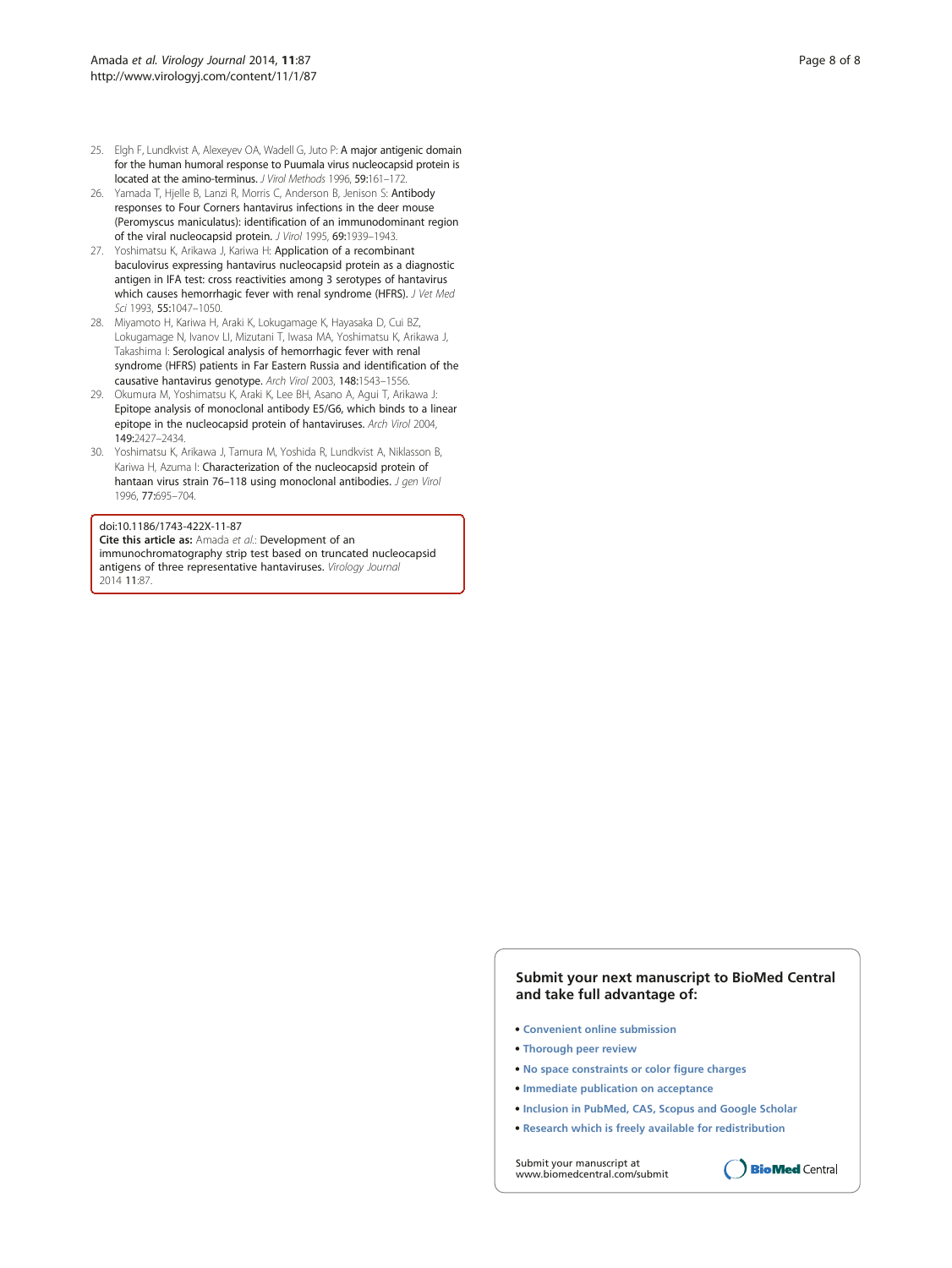25. Elgh F, Lundkvist A, Alexeyev OA, Wadell G, Juto P: **A major antigenic domain for the human humoral response to Puumala virus nucleocapsid protein is located at the amino-terminus.** *J Virol Methods* 1996, **59:**161–172.
26. Yamada T, Hjelle B, Lanzi R, Morris C, Anderson B, Jenison S: **Antibody responses to Four Corners hantavirus infections in the deer mouse (Peromyscus maniculatus): identification of an immunodominant region of the viral nucleocapsid protein.** *J Virol* 1995, **69:**1939–1943.
27. Yoshimatsu K, Arikawa J, Kariwa H: **Application of a recombinant baculovirus expressing hantavirus nucleocapsid protein as a diagnostic antigen in IFA test: cross reactivities among 3 serotypes of hantavirus which causes hemorrhagic fever with renal syndrome (HFRS).** *J Vet Med Sci* 1993, **55:**1047–1050.
28. Miyamoto H, Kariwa H, Araki K, Lokugamage K, Hayasaka D, Cui BZ, Lokugamage N, Ivanov LI, Mizutani T, Iwasa MA, Yoshimatsu K, Arikawa J, Takashima I: **Serological analysis of hemorrhagic fever with renal syndrome (HFRS) patients in Far Eastern Russia and identification of the causative hantavirus genotype.** *Arch Virol* 2003, **148:**1543–1556.
29. Okumura M, Yoshimatsu K, Araki K, Lee BH, Asano A, Agui T, Arikawa J: **Epitope analysis of monoclonal antibody E5/G6, which binds to a linear epitope in the nucleocapsid protein of hantaviruses.** *Arch Virol* 2004, **149:**2427–2434.
30. Yoshimatsu K, Arikawa J, Tamura M, Yoshida R, Lundkvist A, Niklasson B, Kariwa H, Azuma I: **Characterization of the nucleocapsid protein of hantaan virus strain 76–118 using monoclonal antibodies.** *J gen Virol* 1996, **77:**695–704.

doi:10.1186/1743-422X-11-87
**Cite this article as:** Amada *et al.*: Development of an immunochromatography strip test based on truncated nucleocapsid antigens of three representative hantaviruses. *Virology Journal* 2014 **11**:87.

**Submit your next manuscript to BioMed Central and take full advantage of:**

- **Convenient online submission**
- **Thorough peer review**
- **No space constraints or color figure charges**
- **Immediate publication on acceptance**
- **Inclusion in PubMed, CAS, Scopus and Google Scholar**
- **Research which is freely available for redistribution**

Submit your manuscript at
www.biomedcentral.com/submit

BioMed Central